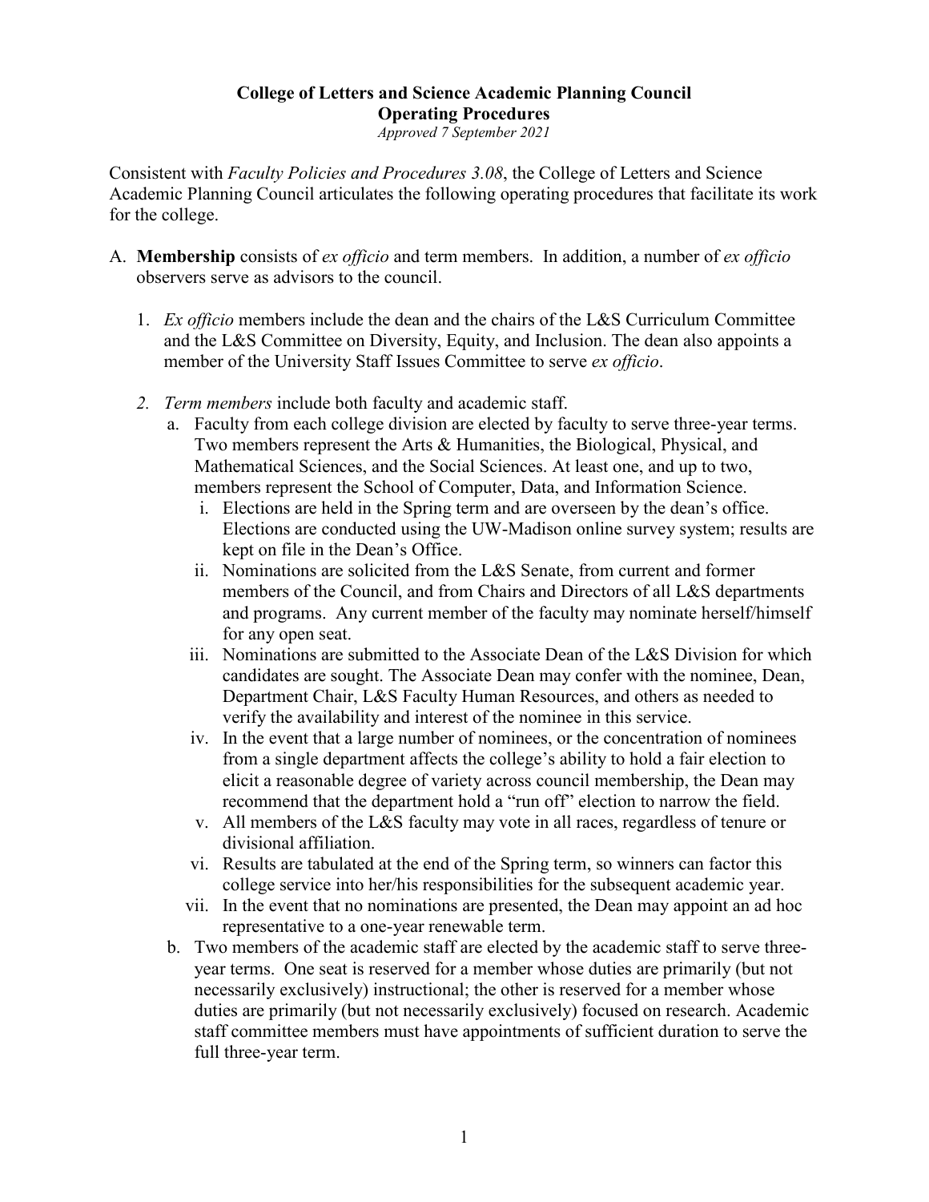**College of Letters and Science Academic Planning Council**
**Operating Procedures**
*Approved 7 September 2021*

Consistent with *Faculty Policies and Procedures 3.08*, the College of Letters and Science Academic Planning Council articulates the following operating procedures that facilitate its work for the college.

A. **Membership** consists of *ex officio* and term members. In addition, a number of *ex officio* observers serve as advisors to the council.

   1. *Ex officio* members include the dean and the chairs of the L&S Curriculum Committee and the L&S Committee on Diversity, Equity, and Inclusion. The dean also appoints a member of the University Staff Issues Committee to serve *ex officio*.

   2. *Term members* include both faculty and academic staff.
      a. Faculty from each college division are elected by faculty to serve three-year terms. Two members represent the Arts & Humanities, the Biological, Physical, and Mathematical Sciences, and the Social Sciences. At least one, and up to two, members represent the School of Computer, Data, and Information Science.
         i. Elections are held in the Spring term and are overseen by the dean's office. Elections are conducted using the UW-Madison online survey system; results are kept on file in the Dean's Office.
         ii. Nominations are solicited from the L&S Senate, from current and former members of the Council, and from Chairs and Directors of all L&S departments and programs. Any current member of the faculty may nominate herself/himself for any open seat.
         iii. Nominations are submitted to the Associate Dean of the L&S Division for which candidates are sought. The Associate Dean may confer with the nominee, Dean, Department Chair, L&S Faculty Human Resources, and others as needed to verify the availability and interest of the nominee in this service.
         iv. In the event that a large number of nominees, or the concentration of nominees from a single department affects the college's ability to hold a fair election to elicit a reasonable degree of variety across council membership, the Dean may recommend that the department hold a "run off" election to narrow the field.
         v. All members of the L&S faculty may vote in all races, regardless of tenure or divisional affiliation.
         vi. Results are tabulated at the end of the Spring term, so winners can factor this college service into her/his responsibilities for the subsequent academic year.
         vii. In the event that no nominations are presented, the Dean may appoint an ad hoc representative to a one-year renewable term.
      b. Two members of the academic staff are elected by the academic staff to serve three-year terms. One seat is reserved for a member whose duties are primarily (but not necessarily exclusively) instructional; the other is reserved for a member whose duties are primarily (but not necessarily exclusively) focused on research. Academic staff committee members must have appointments of sufficient duration to serve the full three-year term.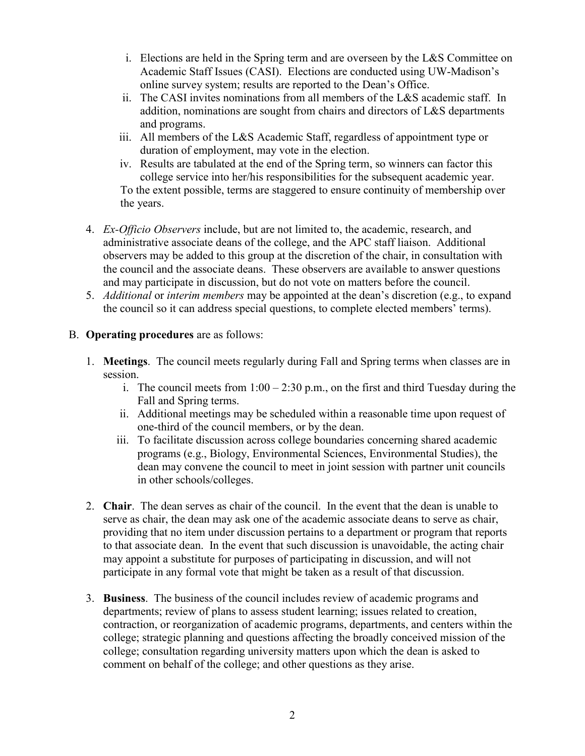i. Elections are held in the Spring term and are overseen by the L&S Committee on Academic Staff Issues (CASI). Elections are conducted using UW-Madison's online survey system; results are reported to the Dean's Office.
   ii. The CASI invites nominations from all members of the L&S academic staff. In addition, nominations are sought from chairs and directors of L&S departments and programs.
   iii. All members of the L&S Academic Staff, regardless of appointment type or duration of employment, may vote in the election.
   iv. Results are tabulated at the end of the Spring term, so winners can factor this college service into her/his responsibilities for the subsequent academic year.

   To the extent possible, terms are staggered to ensure continuity of membership over the years.

4. *Ex-Officio Observers* include, but are not limited to, the academic, research, and administrative associate deans of the college, and the APC staff liaison. Additional observers may be added to this group at the discretion of the chair, in consultation with the council and the associate deans. These observers are available to answer questions and may participate in discussion, but do not vote on matters before the council.
5. *Additional* or *interim members* may be appointed at the dean's discretion (e.g., to expand the council so it can address special questions, to complete elected members' terms).

B. **Operating procedures** are as follows:

1. **Meetings**. The council meets regularly during Fall and Spring terms when classes are in session.
   i. The council meets from 1:00 – 2:30 p.m., on the first and third Tuesday during the Fall and Spring terms.
   ii. Additional meetings may be scheduled within a reasonable time upon request of one-third of the council members, or by the dean.
   iii. To facilitate discussion across college boundaries concerning shared academic programs (e.g., Biology, Environmental Sciences, Environmental Studies), the dean may convene the council to meet in joint session with partner unit councils in other schools/colleges.

2. **Chair**. The dean serves as chair of the council. In the event that the dean is unable to serve as chair, the dean may ask one of the academic associate deans to serve as chair, providing that no item under discussion pertains to a department or program that reports to that associate dean. In the event that such discussion is unavoidable, the acting chair may appoint a substitute for purposes of participating in discussion, and will not participate in any formal vote that might be taken as a result of that discussion.

3. **Business**. The business of the council includes review of academic programs and departments; review of plans to assess student learning; issues related to creation, contraction, or reorganization of academic programs, departments, and centers within the college; strategic planning and questions affecting the broadly conceived mission of the college; consultation regarding university matters upon which the dean is asked to comment on behalf of the college; and other questions as they arise.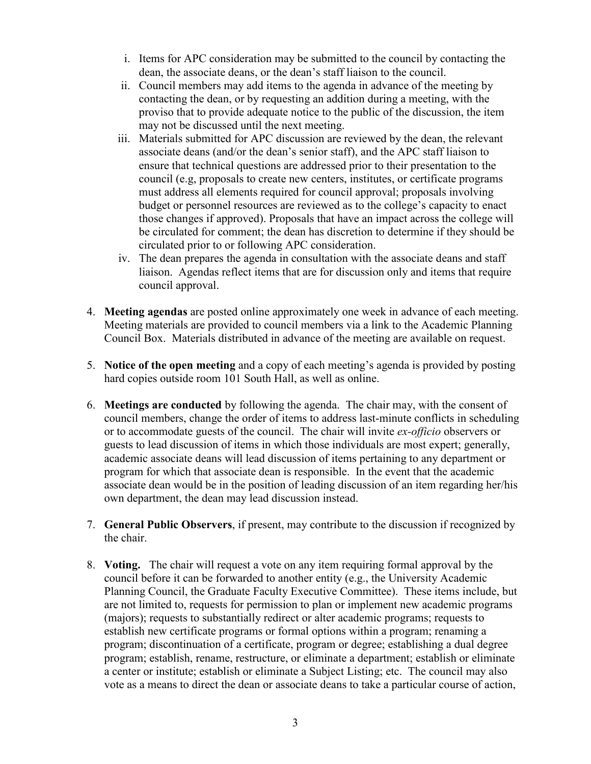i. Items for APC consideration may be submitted to the council by contacting the dean, the associate deans, or the dean's staff liaison to the council.

ii. Council members may add items to the agenda in advance of the meeting by contacting the dean, or by requesting an addition during a meeting, with the proviso that to provide adequate notice to the public of the discussion, the item may not be discussed until the next meeting.

iii. Materials submitted for APC discussion are reviewed by the dean, the relevant associate deans (and/or the dean's senior staff), and the APC staff liaison to ensure that technical questions are addressed prior to their presentation to the council (e.g, proposals to create new centers, institutes, or certificate programs must address all elements required for council approval; proposals involving budget or personnel resources are reviewed as to the college's capacity to enact those changes if approved). Proposals that have an impact across the college will be circulated for comment; the dean has discretion to determine if they should be circulated prior to or following APC consideration.

iv. The dean prepares the agenda in consultation with the associate deans and staff liaison. Agendas reflect items that are for discussion only and items that require council approval.

4. **Meeting agendas** are posted online approximately one week in advance of each meeting. Meeting materials are provided to council members via a link to the Academic Planning Council Box. Materials distributed in advance of the meeting are available on request.

5. **Notice of the open meeting** and a copy of each meeting's agenda is provided by posting hard copies outside room 101 South Hall, as well as online.

6. **Meetings are conducted** by following the agenda. The chair may, with the consent of council members, change the order of items to address last-minute conflicts in scheduling or to accommodate guests of the council. The chair will invite *ex-officio* observers or guests to lead discussion of items in which those individuals are most expert; generally, academic associate deans will lead discussion of items pertaining to any department or program for which that associate dean is responsible. In the event that the academic associate dean would be in the position of leading discussion of an item regarding her/his own department, the dean may lead discussion instead.

7. **General Public Observers**, if present, may contribute to the discussion if recognized by the chair.

8. **Voting.** The chair will request a vote on any item requiring formal approval by the council before it can be forwarded to another entity (e.g., the University Academic Planning Council, the Graduate Faculty Executive Committee). These items include, but are not limited to, requests for permission to plan or implement new academic programs (majors); requests to substantially redirect or alter academic programs; requests to establish new certificate programs or formal options within a program; renaming a program; discontinuation of a certificate, program or degree; establishing a dual degree program; establish, rename, restructure, or eliminate a department; establish or eliminate a center or institute; establish or eliminate a Subject Listing; etc. The council may also vote as a means to direct the dean or associate deans to take a particular course of action,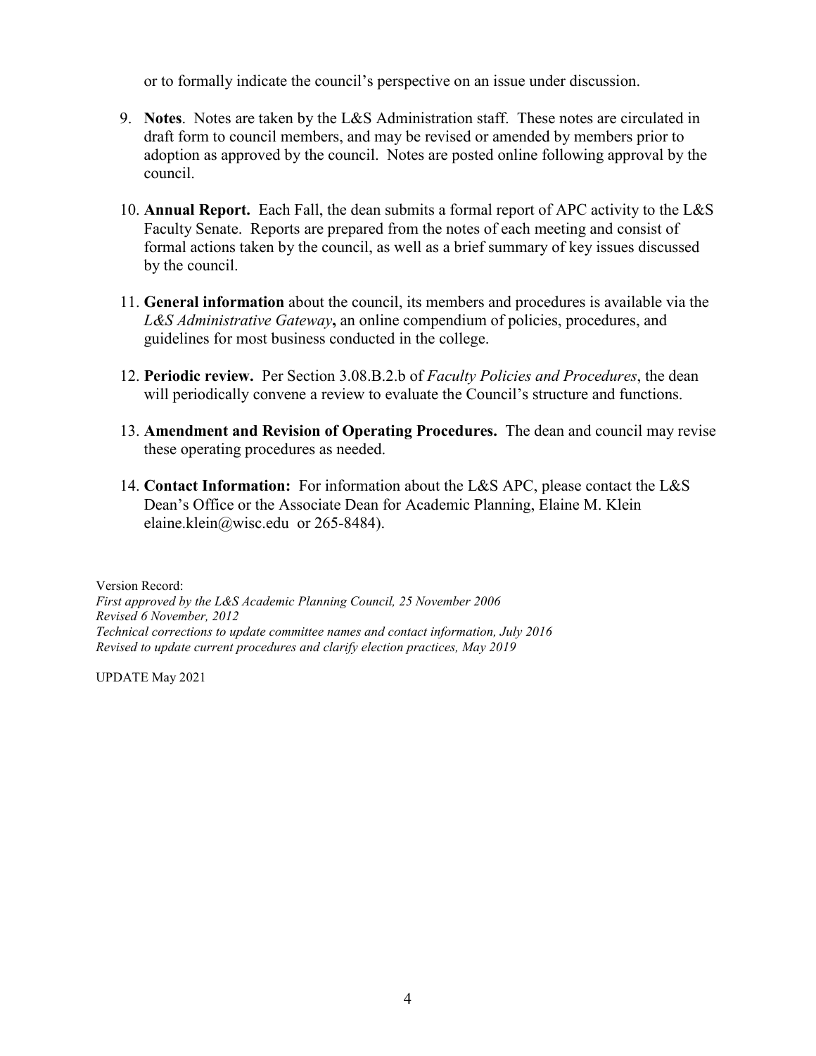or to formally indicate the council's perspective on an issue under discussion.

9. **Notes**. Notes are taken by the L&S Administration staff. These notes are circulated in draft form to council members, and may be revised or amended by members prior to adoption as approved by the council. Notes are posted online following approval by the council.

10. **Annual Report.** Each Fall, the dean submits a formal report of APC activity to the L&S Faculty Senate. Reports are prepared from the notes of each meeting and consist of formal actions taken by the council, as well as a brief summary of key issues discussed by the council.

11. **General information** about the council, its members and procedures is available via the *L&S Administrative Gateway***,** an online compendium of policies, procedures, and guidelines for most business conducted in the college.

12. **Periodic review.** Per Section 3.08.B.2.b of *Faculty Policies and Procedures*, the dean will periodically convene a review to evaluate the Council's structure and functions.

13. **Amendment and Revision of Operating Procedures.** The dean and council may revise these operating procedures as needed.

14. **Contact Information:** For information about the L&S APC, please contact the L&S Dean's Office or the Associate Dean for Academic Planning, Elaine M. Klein elaine.klein@wisc.edu or 265-8484).

Version Record:
*First approved by the L&S Academic Planning Council, 25 November 2006*
*Revised 6 November, 2012*
*Technical corrections to update committee names and contact information, July 2016*
*Revised to update current procedures and clarify election practices, May 2019*

UPDATE May 2021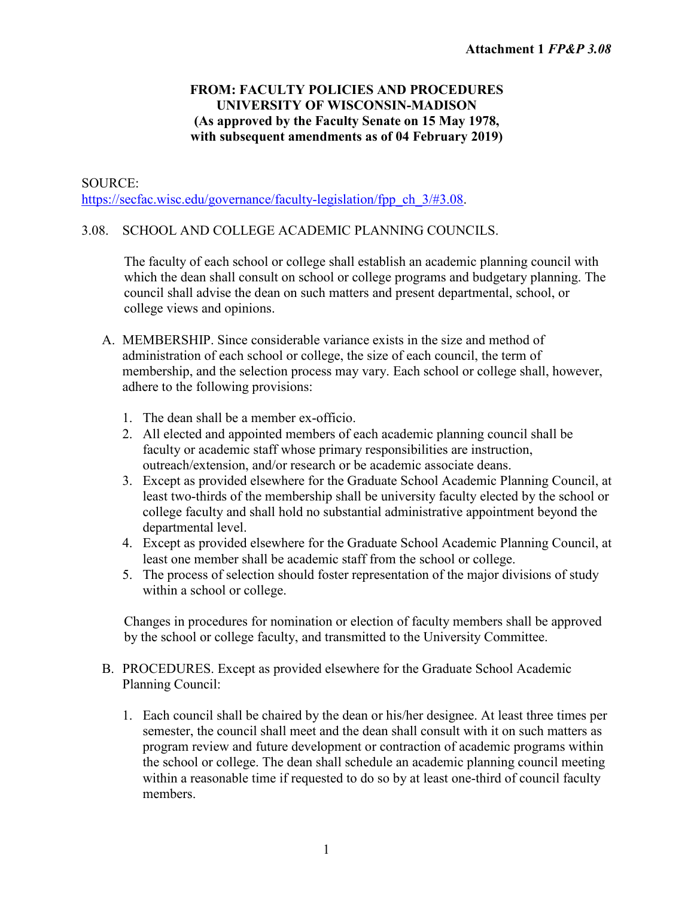**Attachment 1 *FP&P 3.08***

**FROM: FACULTY POLICIES AND PROCEDURES**
**UNIVERSITY OF WISCONSIN-MADISON**
**(As approved by the Faculty Senate on 15 May 1978,**
**with subsequent amendments as of 04 February 2019)**

SOURCE:
[https://secfac.wisc.edu/governance/faculty-legislation/fpp_ch_3/#3.08](https://secfac.wisc.edu/governance/faculty-legislation/fpp_ch_3/#3.08).

3.08. SCHOOL AND COLLEGE ACADEMIC PLANNING COUNCILS.

The faculty of each school or college shall establish an academic planning council with which the dean shall consult on school or college programs and budgetary planning. The council shall advise the dean on such matters and present departmental, school, or college views and opinions.

A. MEMBERSHIP. Since considerable variance exists in the size and method of administration of each school or college, the size of each council, the term of membership, and the selection process may vary. Each school or college shall, however, adhere to the following provisions:

1. The dean shall be a member ex-officio.
2. All elected and appointed members of each academic planning council shall be faculty or academic staff whose primary responsibilities are instruction, outreach/extension, and/or research or be academic associate deans.
3. Except as provided elsewhere for the Graduate School Academic Planning Council, at least two-thirds of the membership shall be university faculty elected by the school or college faculty and shall hold no substantial administrative appointment beyond the departmental level.
4. Except as provided elsewhere for the Graduate School Academic Planning Council, at least one member shall be academic staff from the school or college.
5. The process of selection should foster representation of the major divisions of study within a school or college.

Changes in procedures for nomination or election of faculty members shall be approved by the school or college faculty, and transmitted to the University Committee.

B. PROCEDURES. Except as provided elsewhere for the Graduate School Academic Planning Council:

1. Each council shall be chaired by the dean or his/her designee. At least three times per semester, the council shall meet and the dean shall consult with it on such matters as program review and future development or contraction of academic programs within the school or college. The dean shall schedule an academic planning council meeting within a reasonable time if requested to do so by at least one-third of council faculty members.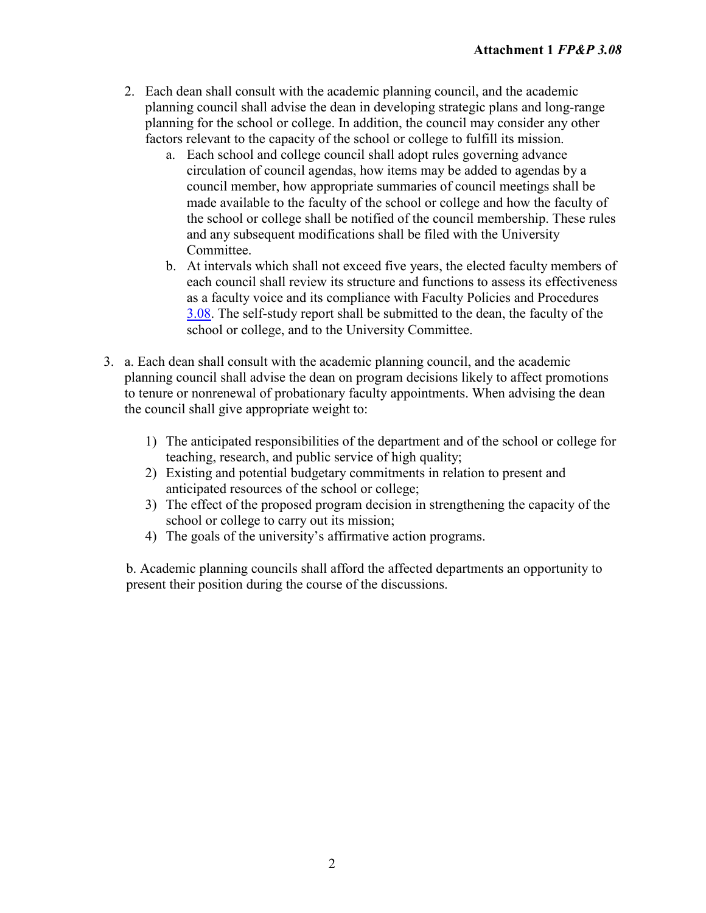2. Each dean shall consult with the academic planning council, and the academic planning council shall advise the dean in developing strategic plans and long-range planning for the school or college. In addition, the council may consider any other factors relevant to the capacity of the school or college to fulfill its mission.
   a. Each school and college council shall adopt rules governing advance circulation of council agendas, how items may be added to agendas by a council member, how appropriate summaries of council meetings shall be made available to the faculty of the school or college and how the faculty of the school or college shall be notified of the council membership. These rules and any subsequent modifications shall be filed with the University Committee.
   b. At intervals which shall not exceed five years, the elected faculty members of each council shall review its structure and functions to assess its effectiveness as a faculty voice and its compliance with Faculty Policies and Procedures [3.08](3.08). The self-study report shall be submitted to the dean, the faculty of the school or college, and to the University Committee.

3. a. Each dean shall consult with the academic planning council, and the academic planning council shall advise the dean on program decisions likely to affect promotions to tenure or nonrenewal of probationary faculty appointments. When advising the dean the council shall give appropriate weight to:

   1) The anticipated responsibilities of the department and of the school or college for teaching, research, and public service of high quality;
   2) Existing and potential budgetary commitments in relation to present and anticipated resources of the school or college;
   3) The effect of the proposed program decision in strengthening the capacity of the school or college to carry out its mission;
   4) The goals of the university's affirmative action programs.

   b. Academic planning councils shall afford the affected departments an opportunity to present their position during the course of the discussions.